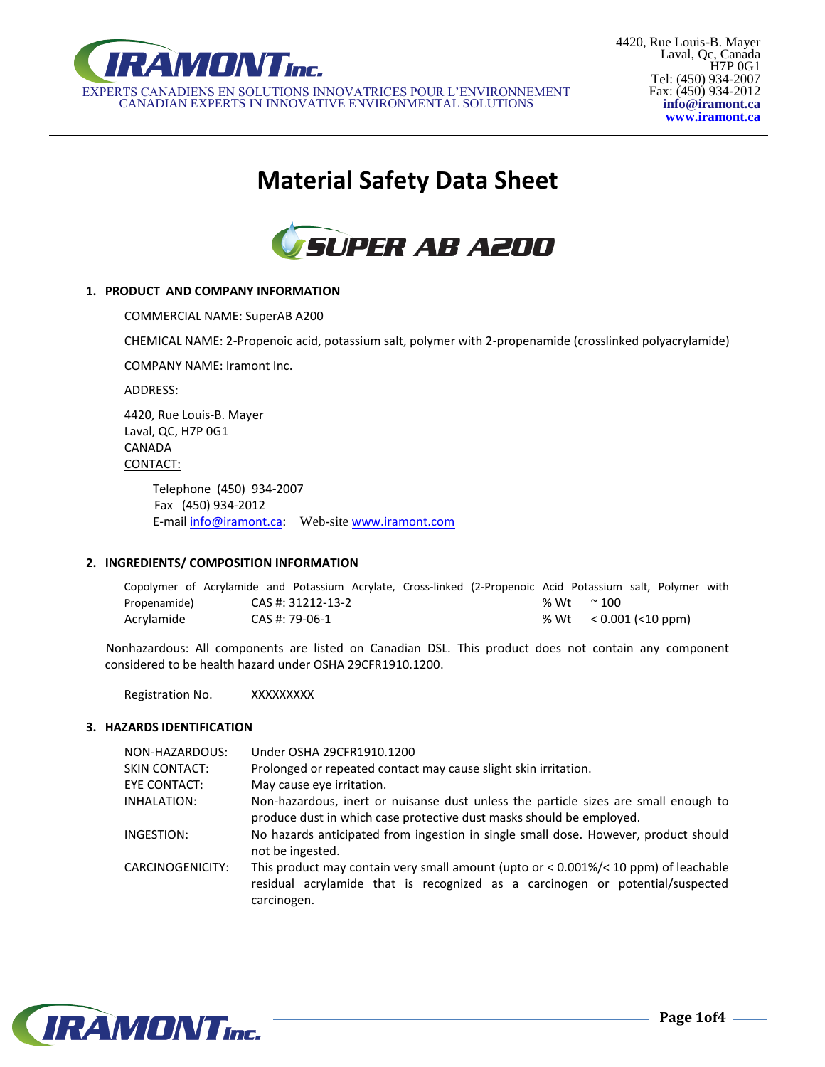IRAMONT Inc.

EXPERTS CANADIENS EN SOLUTIONS INNOVATRICES POUR L'ENVIRONNEMENT
CANADIAN EXPERTS IN INNOVATIVE ENVIRONMENTAL SOLUTIONS

4420, Rue Louis-B. Mayer
Laval, Qc, Canada
H7P 0G1
Tel: (450) 934-2007
Fax: (450) 934-2012
**info@iramont.ca**
**www.iramont.ca**

# Material Safety Data Sheet

## SUPER AB A200

### 1. PRODUCT AND COMPANY INFORMATION

COMMERCIAL NAME: SuperAB A200

CHEMICAL NAME: 2-Propenoic acid, potassium salt, polymer with 2-propenamide (crosslinked polyacrylamide)

COMPANY NAME: Iramont Inc.

ADDRESS:

4420, Rue Louis-B. Mayer
Laval, QC, H7P 0G1
CANADA
CONTACT:

Telephone (450) 934-2007
Fax (450) 934-2012
E-mail info@iramont.ca: Web-site www.iramont.com

### 2. INGREDIENTS/ COMPOSITION INFORMATION

| | | | |
|---|---|---|---|
| Copolymer of Acrylamide and Potassium Acrylate, Cross-linked (2-Propenoic Acid Potassium salt, Polymer with Propenamide) | CAS #: 31212-13-2 | % Wt | ~ 100 |
| Acrylamide | CAS #: 79-06-1 | % Wt | < 0.001 (<10 ppm) |

Nonhazardous: All components are listed on Canadian DSL. This product does not contain any component considered to be health hazard under OSHA 29CFR1910.1200.

Registration No. XXXXXXXXX

### 3. HAZARDS IDENTIFICATION

| | |
|---|---|
| NON-HAZARDOUS: | Under OSHA 29CFR1910.1200 |
| SKIN CONTACT: | Prolonged or repeated contact may cause slight skin irritation. |
| EYE CONTACT: | May cause eye irritation. |
| INHALATION: | Non-hazardous, inert or nuisanse dust unless the particle sizes are small enough to produce dust in which case protective dust masks should be employed. |
| INGESTION: | No hazards anticipated from ingestion in single small dose. However, product should not be ingested. |
| CARCINOGENICITY: | This product may contain very small amount (upto or < 0.001%/< 10 ppm) of leachable residual acrylamide that is recognized as a carcinogen or potential/suspected carcinogen. |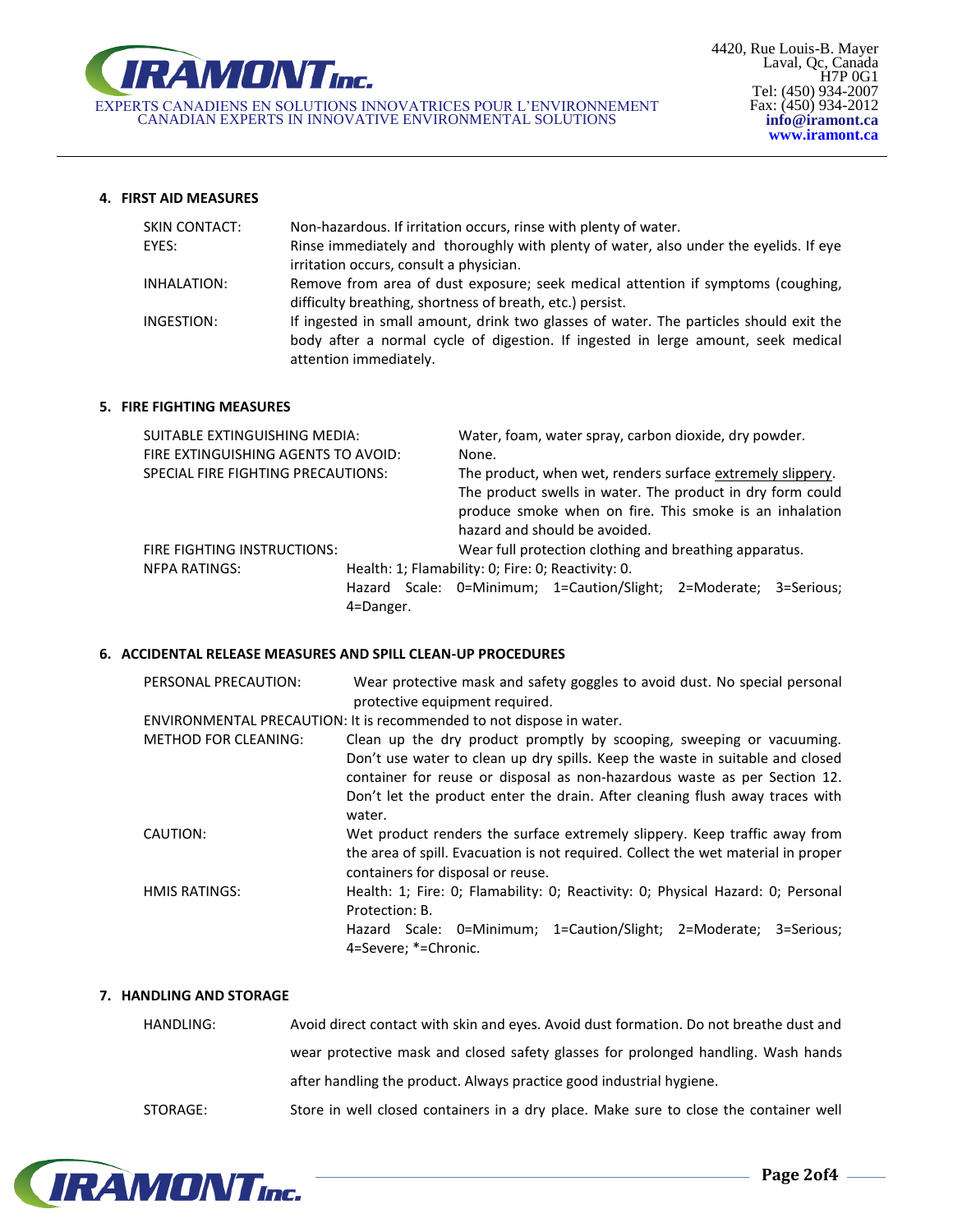## 4. FIRST AID MEASURES

| | |
|---|---|
| SKIN CONTACT: | Non-hazardous. If irritation occurs, rinse with plenty of water. |
| EYES: | Rinse immediately and thoroughly with plenty of water, also under the eyelids. If eye irritation occurs, consult a physician. |
| INHALATION: | Remove from area of dust exposure; seek medical attention if symptoms (coughing, difficulty breathing, shortness of breath, etc.) persist. |
| INGESTION: | If ingested in small amount, drink two glasses of water. The particles should exit the body after a normal cycle of digestion. If ingested in lerge amount, seek medical attention immediately. |

## 5. FIRE FIGHTING MEASURES

| | |
|---|---|
| SUITABLE EXTINGUISHING MEDIA: | Water, foam, water spray, carbon dioxide, dry powder. |
| FIRE EXTINGUISHING AGENTS TO AVOID: | None. |
| SPECIAL FIRE FIGHTING PRECAUTIONS: | The product, when wet, renders surface extremely slippery. The product swells in water. The product in dry form could produce smoke when on fire. This smoke is an inhalation hazard and should be avoided. |
| FIRE FIGHTING INSTRUCTIONS: | Wear full protection clothing and breathing apparatus. |
| NFPA RATINGS: | Health: 1; Flamability: 0; Fire: 0; Reactivity: 0.<br>Hazard Scale: 0=Minimum; 1=Caution/Slight; 2=Moderate; 3=Serious; 4=Danger. |

## 6. ACCIDENTAL RELEASE MEASURES AND SPILL CLEAN-UP PROCEDURES

| | |
|---|---|
| PERSONAL PRECAUTION: | Wear protective mask and safety goggles to avoid dust. No special personal protective equipment required. |
| ENVIRONMENTAL PRECAUTION: | It is recommended to not dispose in water. |
| METHOD FOR CLEANING: | Clean up the dry product promptly by scooping, sweeping or vacuuming. Don't use water to clean up dry spills. Keep the waste in suitable and closed container for reuse or disposal as non-hazardous waste as per Section 12. Don't let the product enter the drain. After cleaning flush away traces with water. |
| CAUTION: | Wet product renders the surface extremely slippery. Keep traffic away from the area of spill. Evacuation is not required. Collect the wet material in proper containers for disposal or reuse. |
| HMIS RATINGS: | Health: 1; Fire: 0; Flamability: 0; Reactivity: 0; Physical Hazard: 0; Personal Protection: B.<br>Hazard Scale: 0=Minimum; 1=Caution/Slight; 2=Moderate; 3=Serious; 4=Severe; *=Chronic. |

## 7. HANDLING AND STORAGE

| | |
|---|---|
| HANDLING: | Avoid direct contact with skin and eyes. Avoid dust formation. Do not breathe dust and wear protective mask and closed safety glasses for prolonged handling. Wash hands after handling the product. Always practice good industrial hygiene. |
| STORAGE: | Store in well closed containers in a dry place. Make sure to close the container well |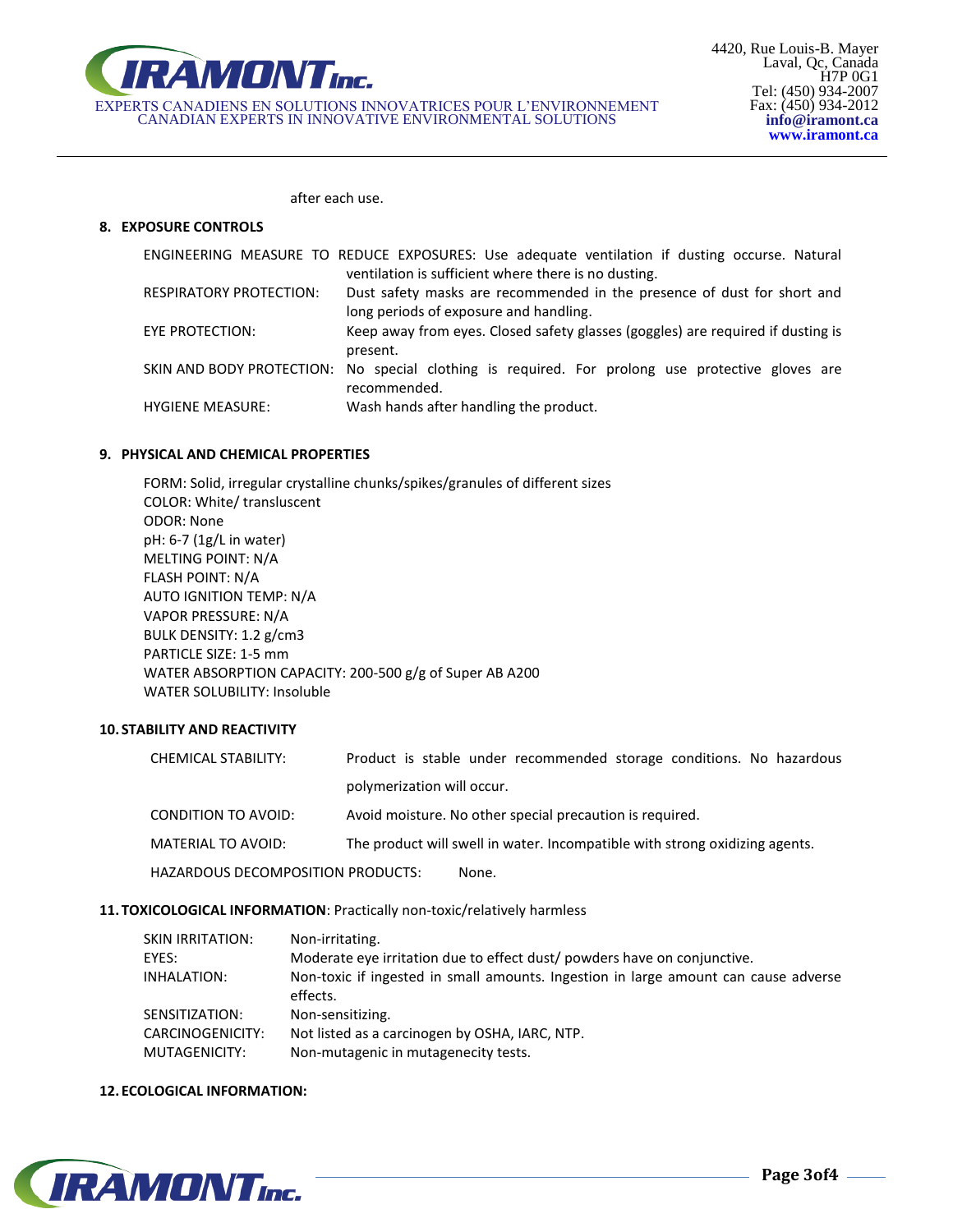after each use.

## 8. EXPOSURE CONTROLS

ENGINEERING MEASURE TO REDUCE EXPOSURES: Use adequate ventilation if dusting occurse. Natural ventilation is sufficient where there is no dusting.

| | |
|---|---|
| RESPIRATORY PROTECTION: | Dust safety masks are recommended in the presence of dust for short and long periods of exposure and handling. |
| EYE PROTECTION: | Keep away from eyes. Closed safety glasses (goggles) are required if dusting is present. |
| SKIN AND BODY PROTECTION: | No special clothing is required. For prolong use protective gloves are recommended. |
| HYGIENE MEASURE: | Wash hands after handling the product. |

## 9. PHYSICAL AND CHEMICAL PROPERTIES

FORM: Solid, irregular crystalline chunks/spikes/granules of different sizes
COLOR: White/ transluscent
ODOR: None
pH: 6-7 (1g/L in water)
MELTING POINT: N/A
FLASH POINT: N/A
AUTO IGNITION TEMP: N/A
VAPOR PRESSURE: N/A
BULK DENSITY: 1.2 g/cm3
PARTICLE SIZE: 1-5 mm
WATER ABSORPTION CAPACITY: 200-500 g/g of Super AB A200
WATER SOLUBILITY: Insoluble

## 10. STABILITY AND REACTIVITY

| | |
|---|---|
| CHEMICAL STABILITY: | Product is stable under recommended storage conditions. No hazardous polymerization will occur. |
| CONDITION TO AVOID: | Avoid moisture. No other special precaution is required. |
| MATERIAL TO AVOID: | The product will swell in water. Incompatible with strong oxidizing agents. |

HAZARDOUS DECOMPOSITION PRODUCTS: None.

## 11. TOXICOLOGICAL INFORMATION: Practically non-toxic/relatively harmless

| | |
|---|---|
| SKIN IRRITATION: | Non-irritating. |
| EYES: | Moderate eye irritation due to effect dust/ powders have on conjunctive. |
| INHALATION: | Non-toxic if ingested in small amounts. Ingestion in large amount can cause adverse effects. |
| SENSITIZATION: | Non-sensitizing. |
| CARCINOGENICITY: | Not listed as a carcinogen by OSHA, IARC, NTP. |
| MUTAGENICITY: | Non-mutagenic in mutagenecity tests. |

## 12. ECOLOGICAL INFORMATION: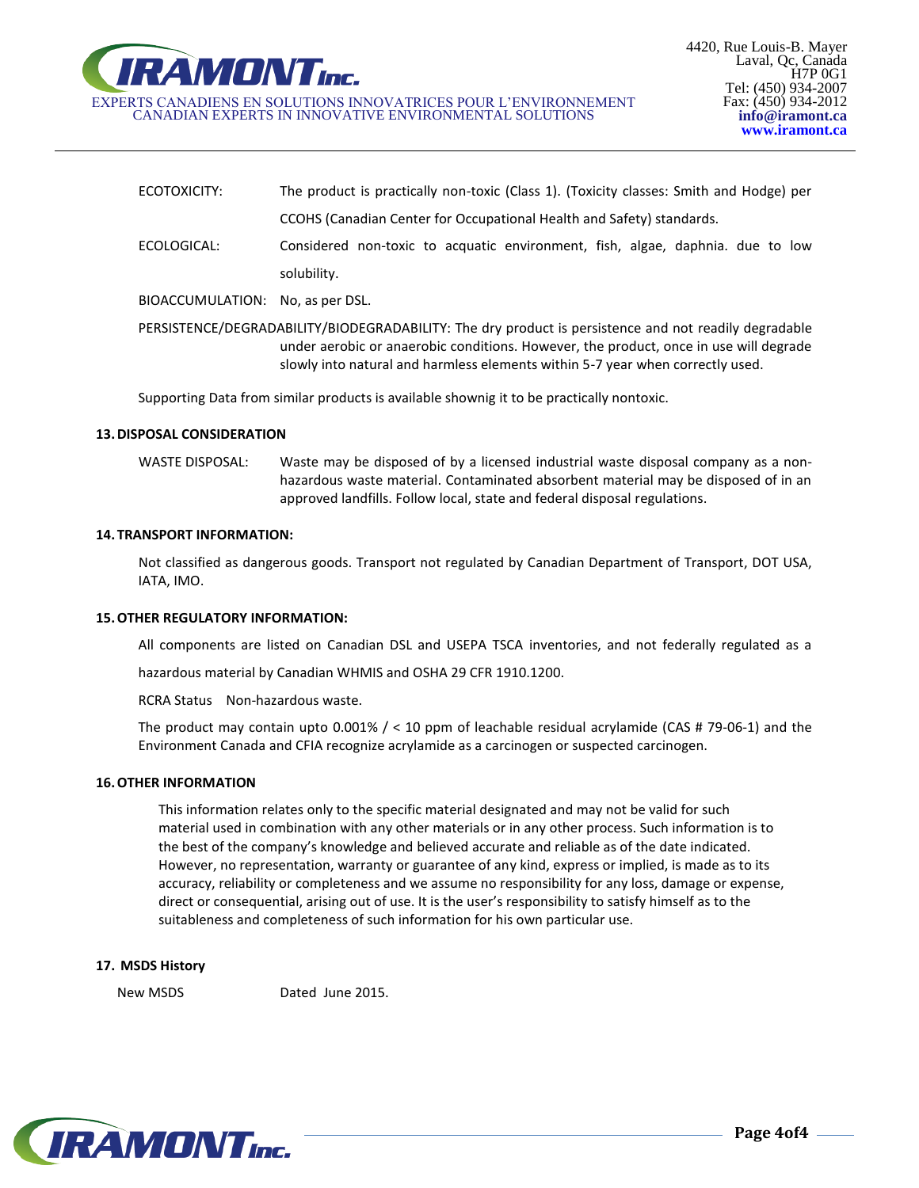| | |
|---|---|
| ECOTOXICITY: | The product is practically non-toxic (Class 1). (Toxicity classes: Smith and Hodge) per CCOHS (Canadian Center for Occupational Health and Safety) standards. |
| ECOLOGICAL: | Considered non-toxic to acquatic environment, fish, algae, daphnia. due to low solubility. |
| BIOACCUMULATION: | No, as per DSL. |

PERSISTENCE/DEGRADABILITY/BIODEGRADABILITY: The dry product is persistence and not readily degradable under aerobic or anaerobic conditions. However, the product, once in use will degrade slowly into natural and harmless elements within 5-7 year when correctly used.

Supporting Data from similar products is available shownig it to be practically nontoxic.

## 13. DISPOSAL CONSIDERATION

WASTE DISPOSAL: Waste may be disposed of by a licensed industrial waste disposal company as a non-hazardous waste material. Contaminated absorbent material may be disposed of in an approved landfills. Follow local, state and federal disposal regulations.

## 14. TRANSPORT INFORMATION:

Not classified as dangerous goods. Transport not regulated by Canadian Department of Transport, DOT USA, IATA, IMO.

## 15. OTHER REGULATORY INFORMATION:

All components are listed on Canadian DSL and USEPA TSCA inventories, and not federally regulated as a hazardous material by Canadian WHMIS and OSHA 29 CFR 1910.1200.

RCRA Status Non-hazardous waste.

The product may contain upto 0.001% / < 10 ppm of leachable residual acrylamide (CAS # 79-06-1) and the Environment Canada and CFIA recognize acrylamide as a carcinogen or suspected carcinogen.

## 16. OTHER INFORMATION

This information relates only to the specific material designated and may not be valid for such material used in combination with any other materials or in any other process. Such information is to the best of the company's knowledge and believed accurate and reliable as of the date indicated. However, no representation, warranty or guarantee of any kind, express or implied, is made as to its accuracy, reliability or completeness and we assume no responsibility for any loss, damage or expense, direct or consequential, arising out of use. It is the user's responsibility to satisfy himself as to the suitableness and completeness of such information for his own particular use.

## 17. MSDS History

New MSDS Dated June 2015.